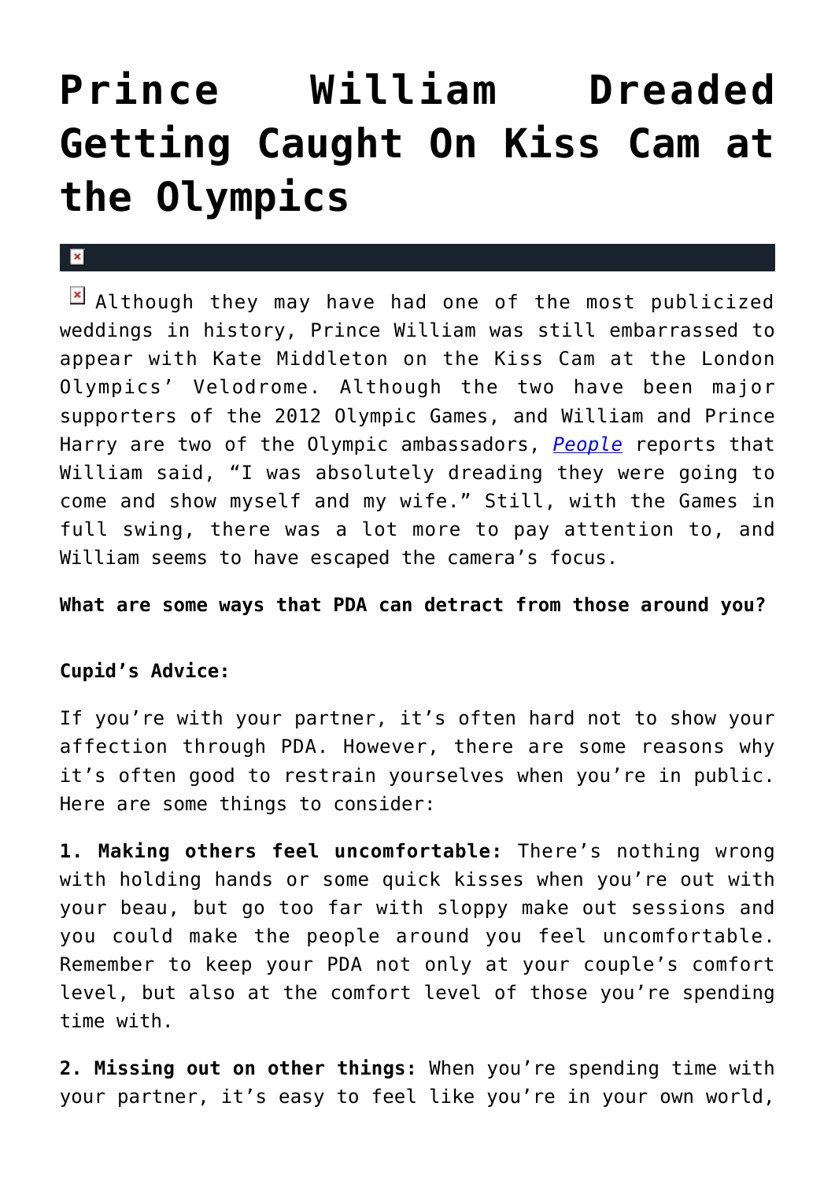# Prince William Dreaded Getting Caught On Kiss Cam at the Olympics

Although they may have had one of the most publicized weddings in history, Prince William was still embarrassed to appear with Kate Middleton on the Kiss Cam at the London Olympics' Velodrome. Although the two have been major supporters of the 2012 Olympic Games, and William and Prince Harry are two of the Olympic ambassadors, *People* reports that William said, "I was absolutely dreading they were going to come and show myself and my wife." Still, with the Games in full swing, there was a lot more to pay attention to, and William seems to have escaped the camera's focus.

**What are some ways that PDA can detract from those around you?**

**Cupid's Advice:**

If you're with your partner, it's often hard not to show your affection through PDA. However, there are some reasons why it's often good to restrain yourselves when you're in public. Here are some things to consider:

**1. Making others feel uncomfortable:** There's nothing wrong with holding hands or some quick kisses when you're out with your beau, but go too far with sloppy make out sessions and you could make the people around you feel uncomfortable. Remember to keep your PDA not only at your couple's comfort level, but also at the comfort level of those you're spending time with.

**2. Missing out on other things:** When you're spending time with your partner, it's easy to feel like you're in your own world,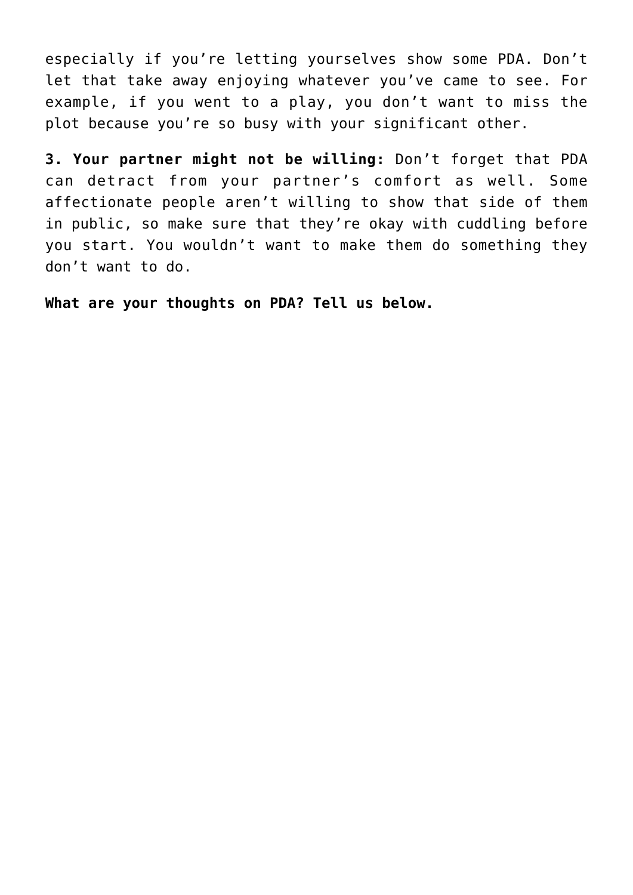especially if you're letting yourselves show some PDA. Don't let that take away enjoying whatever you've came to see. For example, if you went to a play, you don't want to miss the plot because you're so busy with your significant other.

**3. Your partner might not be willing:** Don't forget that PDA can detract from your partner's comfort as well. Some affectionate people aren't willing to show that side of them in public, so make sure that they're okay with cuddling before you start. You wouldn't want to make them do something they don't want to do.

**What are your thoughts on PDA? Tell us below.**